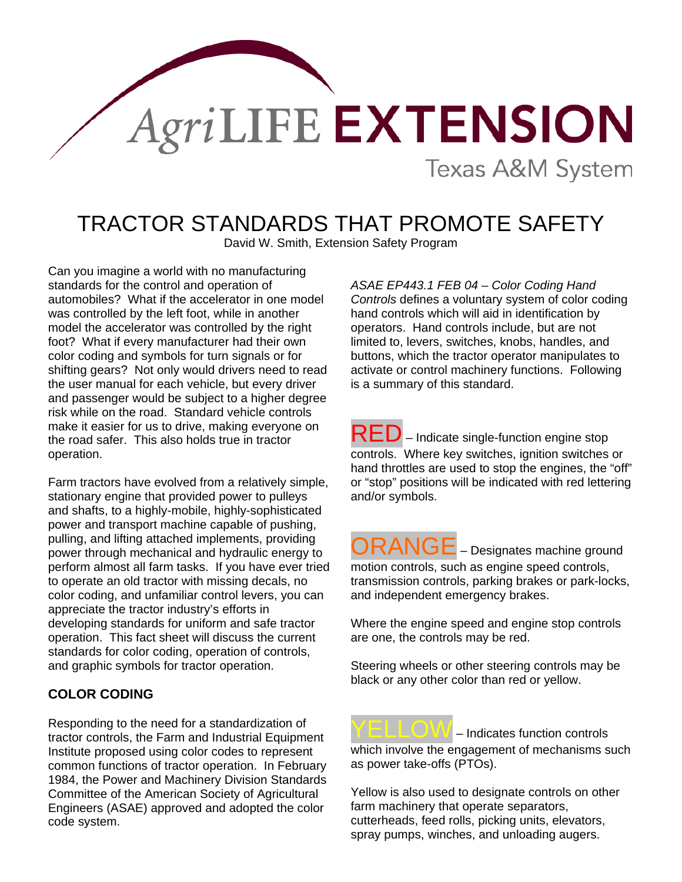AgriLIFE EXTENSION

Texas A&M System

# TRACTOR STANDARDS THAT PROMOTE SAFETY

David W. Smith, Extension Safety Program

Can you imagine a world with no manufacturing standards for the control and operation of automobiles? What if the accelerator in one model was controlled by the left foot, while in another model the accelerator was controlled by the right foot? What if every manufacturer had their own color coding and symbols for turn signals or for shifting gears? Not only would drivers need to read the user manual for each vehicle, but every driver and passenger would be subject to a higher degree risk while on the road. Standard vehicle controls make it easier for us to drive, making everyone on the road safer. This also holds true in tractor operation.

Farm tractors have evolved from a relatively simple, stationary engine that provided power to pulleys and shafts, to a highly-mobile, highly-sophisticated power and transport machine capable of pushing, pulling, and lifting attached implements, providing power through mechanical and hydraulic energy to perform almost all farm tasks. If you have ever tried to operate an old tractor with missing decals, no color coding, and unfamiliar control levers, you can appreciate the tractor industry's efforts in developing standards for uniform and safe tractor operation. This fact sheet will discuss the current standards for color coding, operation of controls, and graphic symbols for tractor operation.

## COLOR CODING

Responding to the need for a standardization of tractor controls, the Farm and Industrial Equipment Institute proposed using color codes to represent common functions of tractor operation. In February 1984, the Power and Machinery Division Standards Committee of the American Society of Agricultural Engineers (ASAE) approved and adopted the color code system.

*ASAE EP443.1 FEB 04 – Color Coding Hand Controls* defines a voluntary system of color coding hand controls which will aid in identification by operators. Hand controls include, but are not limited to, levers, switches, knobs, handles, and buttons, which the tractor operator manipulates to activate or control machinery functions. Following is a summary of this standard.

RED – Indicate single-function engine stop controls. Where key switches, ignition switches or hand throttles are used to stop the engines, the "off" or "stop" positions will be indicated with red lettering and/or symbols.

ORANGE – Designates machine ground motion controls, such as engine speed controls, transmission controls, parking brakes or park-locks, and independent emergency brakes.

Where the engine speed and engine stop controls are one, the controls may be red.

Steering wheels or other steering controls may be black or any other color than red or yellow.

YELLOW – Indicates function controls which involve the engagement of mechanisms such as power take-offs (PTOs).

Yellow is also used to designate controls on other farm machinery that operate separators, cutterheads, feed rolls, picking units, elevators, spray pumps, winches, and unloading augers.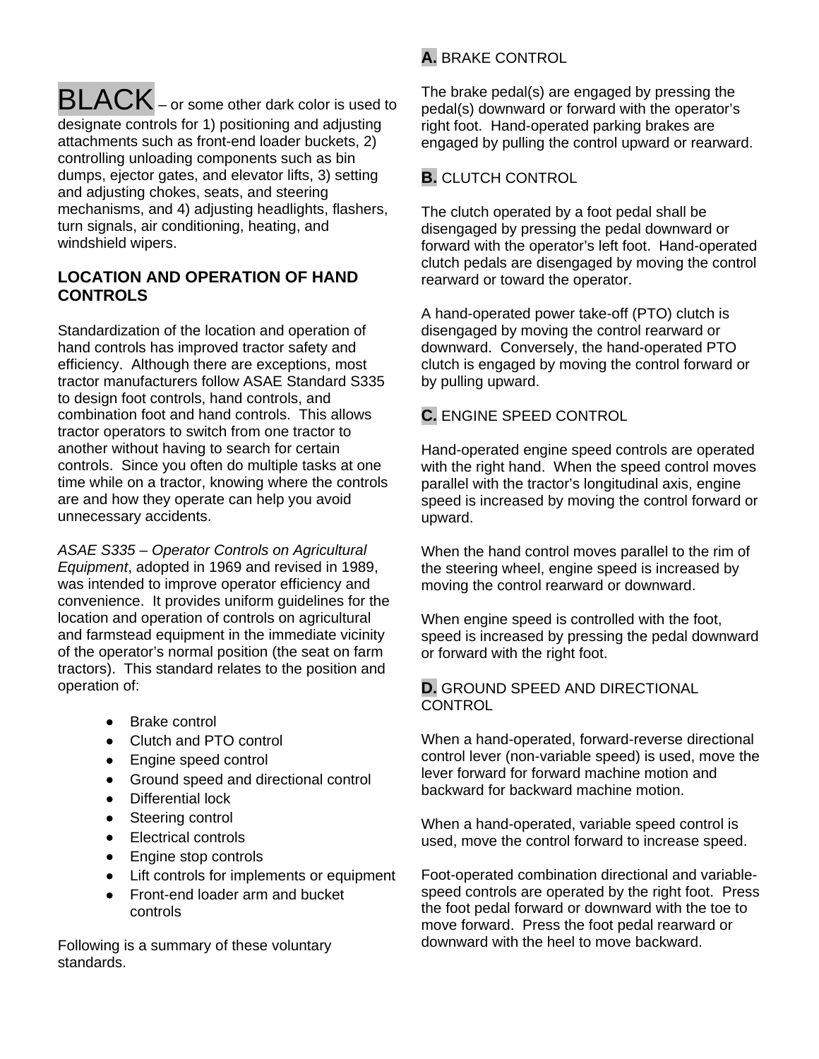**BLACK** – or some other dark color is used to designate controls for 1) positioning and adjusting attachments such as front-end loader buckets, 2) controlling unloading components such as bin dumps, ejector gates, and elevator lifts, 3) setting and adjusting chokes, seats, and steering mechanisms, and 4) adjusting headlights, flashers, turn signals, air conditioning, heating, and windshield wipers.

## LOCATION AND OPERATION OF HAND CONTROLS

Standardization of the location and operation of hand controls has improved tractor safety and efficiency. Although there are exceptions, most tractor manufacturers follow ASAE Standard S335 to design foot controls, hand controls, and combination foot and hand controls. This allows tractor operators to switch from one tractor to another without having to search for certain controls. Since you often do multiple tasks at one time while on a tractor, knowing where the controls are and how they operate can help you avoid unnecessary accidents.

*ASAE S335 – Operator Controls on Agricultural Equipment*, adopted in 1969 and revised in 1989, was intended to improve operator efficiency and convenience. It provides uniform guidelines for the location and operation of controls on agricultural and farmstead equipment in the immediate vicinity of the operator's normal position (the seat on farm tractors). This standard relates to the position and operation of:

- Brake control
- Clutch and PTO control
- Engine speed control
- Ground speed and directional control
- Differential lock
- Steering control
- Electrical controls
- Engine stop controls
- Lift controls for implements or equipment
- Front-end loader arm and bucket controls

Following is a summary of these voluntary standards.

### A. BRAKE CONTROL

The brake pedal(s) are engaged by pressing the pedal(s) downward or forward with the operator's right foot. Hand-operated parking brakes are engaged by pulling the control upward or rearward.

### B. CLUTCH CONTROL

The clutch operated by a foot pedal shall be disengaged by pressing the pedal downward or forward with the operator's left foot. Hand-operated clutch pedals are disengaged by moving the control rearward or toward the operator.

A hand-operated power take-off (PTO) clutch is disengaged by moving the control rearward or downward. Conversely, the hand-operated PTO clutch is engaged by moving the control forward or by pulling upward.

### C. ENGINE SPEED CONTROL

Hand-operated engine speed controls are operated with the right hand. When the speed control moves parallel with the tractor's longitudinal axis, engine speed is increased by moving the control forward or upward.

When the hand control moves parallel to the rim of the steering wheel, engine speed is increased by moving the control rearward or downward.

When engine speed is controlled with the foot, speed is increased by pressing the pedal downward or forward with the right foot.

### D. GROUND SPEED AND DIRECTIONAL CONTROL

When a hand-operated, forward-reverse directional control lever (non-variable speed) is used, move the lever forward for forward machine motion and backward for backward machine motion.

When a hand-operated, variable speed control is used, move the control forward to increase speed.

Foot-operated combination directional and variable-speed controls are operated by the right foot. Press the foot pedal forward or downward with the toe to move forward. Press the foot pedal rearward or downward with the heel to move backward.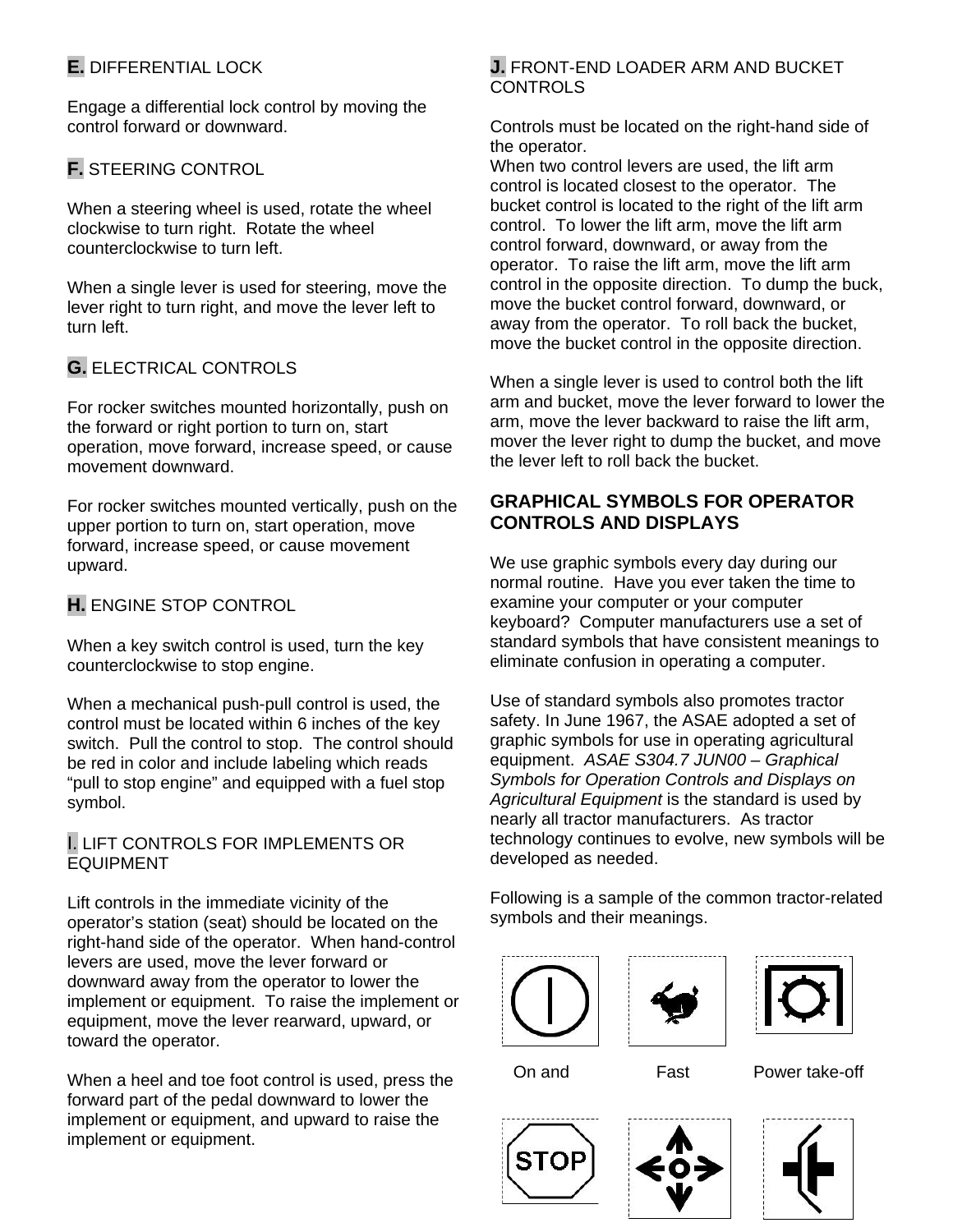**E.** DIFFERENTIAL LOCK

Engage a differential lock control by moving the control forward or downward.

**F.** STEERING CONTROL

When a steering wheel is used, rotate the wheel clockwise to turn right. Rotate the wheel counterclockwise to turn left.

When a single lever is used for steering, move the lever right to turn right, and move the lever left to turn left.

**G.** ELECTRICAL CONTROLS

For rocker switches mounted horizontally, push on the forward or right portion to turn on, start operation, move forward, increase speed, or cause movement downward.

For rocker switches mounted vertically, push on the upper portion to turn on, start operation, move forward, increase speed, or cause movement upward.

**H.** ENGINE STOP CONTROL

When a key switch control is used, turn the key counterclockwise to stop engine.

When a mechanical push-pull control is used, the control must be located within 6 inches of the key switch. Pull the control to stop. The control should be red in color and include labeling which reads "pull to stop engine" and equipped with a fuel stop symbol.

**I.** LIFT CONTROLS FOR IMPLEMENTS OR EQUIPMENT

Lift controls in the immediate vicinity of the operator's station (seat) should be located on the right-hand side of the operator. When hand-control levers are used, move the lever forward or downward away from the operator to lower the implement or equipment. To raise the implement or equipment, move the lever rearward, upward, or toward the operator.

When a heel and toe foot control is used, press the forward part of the pedal downward to lower the implement or equipment, and upward to raise the implement or equipment.

**J.** FRONT-END LOADER ARM AND BUCKET CONTROLS

Controls must be located on the right-hand side of the operator.
When two control levers are used, the lift arm control is located closest to the operator. The bucket control is located to the right of the lift arm control. To lower the lift arm, move the lift arm control forward, downward, or away from the operator. To raise the lift arm, move the lift arm control in the opposite direction. To dump the buck, move the bucket control forward, downward, or away from the operator. To roll back the bucket, move the bucket control in the opposite direction.

When a single lever is used to control both the lift arm and bucket, move the lever forward to lower the arm, move the lever backward to raise the lift arm, mover the lever right to dump the bucket, and move the lever left to roll back the bucket.

## GRAPHICAL SYMBOLS FOR OPERATOR CONTROLS AND DISPLAYS

We use graphic symbols every day during our normal routine. Have you ever taken the time to examine your computer or your computer keyboard? Computer manufacturers use a set of standard symbols that have consistent meanings to eliminate confusion in operating a computer.

Use of standard symbols also promotes tractor safety. In June 1967, the ASAE adopted a set of graphic symbols for use in operating agricultural equipment. *ASAE S304.7 JUN00 – Graphical Symbols for Operation Controls and Displays on Agricultural Equipment* is the standard is used by nearly all tractor manufacturers. As tractor technology continues to evolve, new symbols will be developed as needed.

Following is a sample of the common tractor-related symbols and their meanings.

On and Fast Power take-off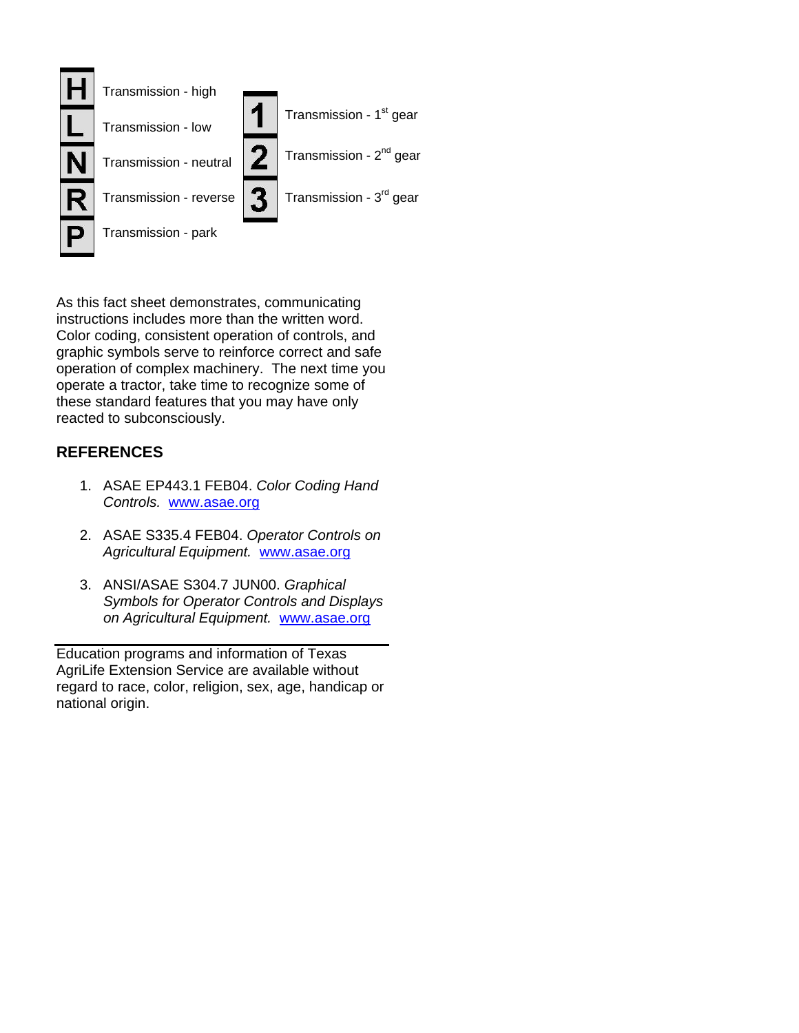| | |
|---|---|
| H | Transmission - high |
| L | Transmission - low |
| N | Transmission - neutral |
| R | Transmission - reverse |
| P | Transmission - park |

| | |
|---|---|
| 1 | Transmission - 1st gear |
| 2 | Transmission - 2nd gear |
| 3 | Transmission - 3rd gear |

As this fact sheet demonstrates, communicating instructions includes more than the written word. Color coding, consistent operation of controls, and graphic symbols serve to reinforce correct and safe operation of complex machinery. The next time you operate a tractor, take time to recognize some of these standard features that you may have only reacted to subconsciously.

## REFERENCES

1. ASAE EP443.1 FEB04. *Color Coding Hand Controls.* www.asae.org
2. ASAE S335.4 FEB04. *Operator Controls on Agricultural Equipment.* www.asae.org
3. ANSI/ASAE S304.7 JUN00. *Graphical Symbols for Operator Controls and Displays on Agricultural Equipment.* www.asae.org

---

Education programs and information of Texas AgriLife Extension Service are available without regard to race, color, religion, sex, age, handicap or national origin.